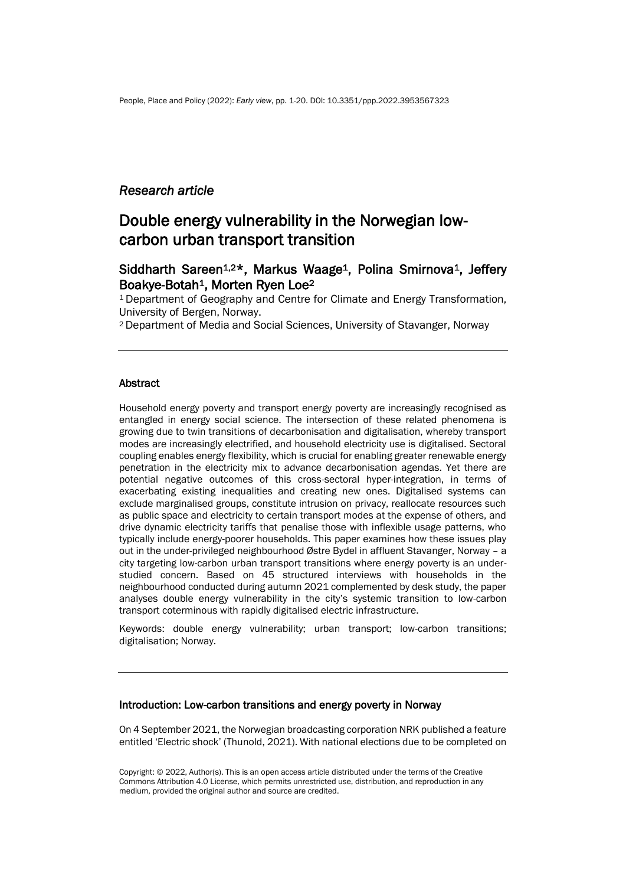*Research article*

# Double energy vulnerability in the Norwegian low-carbon urban transport transition

Siddharth Sareen[1,2]*, Markus Waage[1], Polina Smirnova[1], Jeffery Boakye-Botah[1], Morten Ryen Loe[2]

[1] Department of Geography and Centre for Climate and Energy Transformation, University of Bergen, Norway.

[2] Department of Media and Social Sciences, University of Stavanger, Norway

## Abstract

Household energy poverty and transport energy poverty are increasingly recognised as entangled in energy social science. The intersection of these related phenomena is growing due to twin transitions of decarbonisation and digitalisation, whereby transport modes are increasingly electrified, and household electricity use is digitalised. Sectoral coupling enables energy flexibility, which is crucial for enabling greater renewable energy penetration in the electricity mix to advance decarbonisation agendas. Yet there are potential negative outcomes of this cross-sectoral hyper-integration, in terms of exacerbating existing inequalities and creating new ones. Digitalised systems can exclude marginalised groups, constitute intrusion on privacy, reallocate resources such as public space and electricity to certain transport modes at the expense of others, and drive dynamic electricity tariffs that penalise those with inflexible usage patterns, who typically include energy-poorer households. This paper examines how these issues play out in the under-privileged neighbourhood Østre Bydel in affluent Stavanger, Norway – a city targeting low-carbon urban transport transitions where energy poverty is an under-studied concern. Based on 45 structured interviews with households in the neighbourhood conducted during autumn 2021 complemented by desk study, the paper analyses double energy vulnerability in the city's systemic transition to low-carbon transport coterminous with rapidly digitalised electric infrastructure.

Keywords: double energy vulnerability; urban transport; low-carbon transitions; digitalisation; Norway.

## Introduction: Low-carbon transitions and energy poverty in Norway

On 4 September 2021, the Norwegian broadcasting corporation NRK published a feature entitled 'Electric shock' (Thunold, 2021). With national elections due to be completed on

Copyright: © 2022, Author(s). This is an open access article distributed under the terms of the Creative Commons Attribution 4.0 License, which permits unrestricted use, distribution, and reproduction in any medium, provided the original author and source are credited.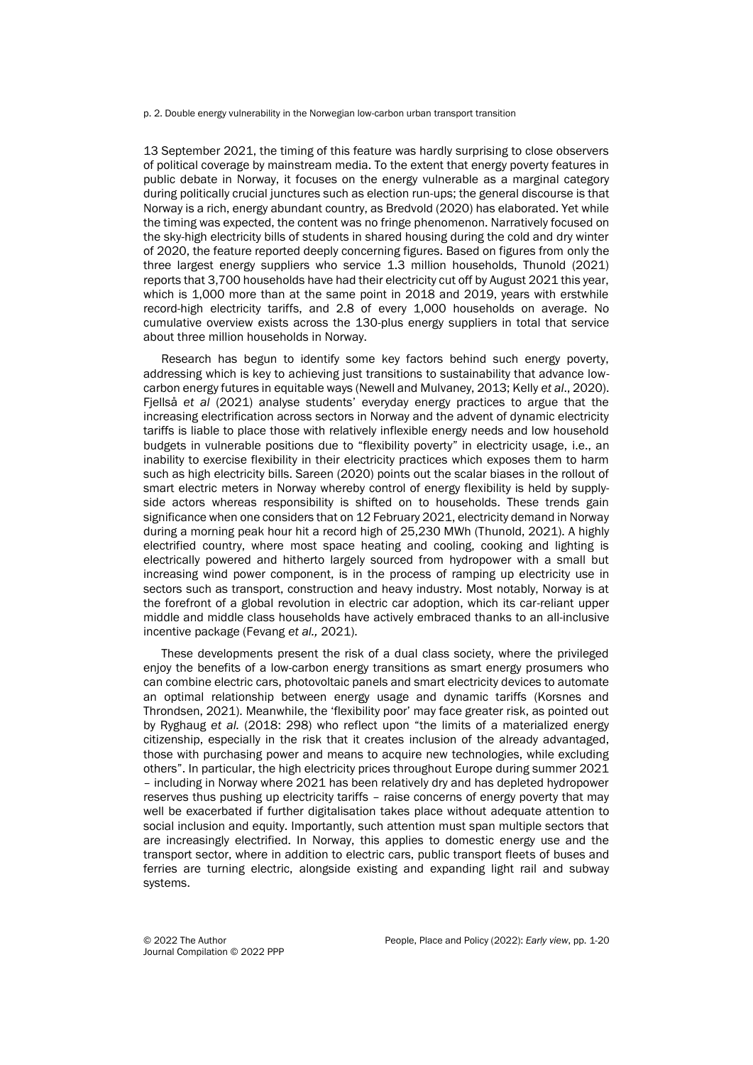13 September 2021, the timing of this feature was hardly surprising to close observers of political coverage by mainstream media. To the extent that energy poverty features in public debate in Norway, it focuses on the energy vulnerable as a marginal category during politically crucial junctures such as election run-ups; the general discourse is that Norway is a rich, energy abundant country, as Bredvold (2020) has elaborated. Yet while the timing was expected, the content was no fringe phenomenon. Narratively focused on the sky-high electricity bills of students in shared housing during the cold and dry winter of 2020, the feature reported deeply concerning figures. Based on figures from only the three largest energy suppliers who service 1.3 million households, Thunold (2021) reports that 3,700 households have had their electricity cut off by August 2021 this year, which is 1,000 more than at the same point in 2018 and 2019, years with erstwhile record-high electricity tariffs, and 2.8 of every 1,000 households on average. No cumulative overview exists across the 130-plus energy suppliers in total that service about three million households in Norway.

Research has begun to identify some key factors behind such energy poverty, addressing which is key to achieving just transitions to sustainability that advance low-carbon energy futures in equitable ways (Newell and Mulvaney, 2013; Kelly *et al*., 2020). Fjellså *et al* (2021) analyse students' everyday energy practices to argue that the increasing electrification across sectors in Norway and the advent of dynamic electricity tariffs is liable to place those with relatively inflexible energy needs and low household budgets in vulnerable positions due to "flexibility poverty" in electricity usage, i.e., an inability to exercise flexibility in their electricity practices which exposes them to harm such as high electricity bills. Sareen (2020) points out the scalar biases in the rollout of smart electric meters in Norway whereby control of energy flexibility is held by supply-side actors whereas responsibility is shifted on to households. These trends gain significance when one considers that on 12 February 2021, electricity demand in Norway during a morning peak hour hit a record high of 25,230 MWh (Thunold, 2021). A highly electrified country, where most space heating and cooling, cooking and lighting is electrically powered and hitherto largely sourced from hydropower with a small but increasing wind power component, is in the process of ramping up electricity use in sectors such as transport, construction and heavy industry. Most notably, Norway is at the forefront of a global revolution in electric car adoption, which its car-reliant upper middle and middle class households have actively embraced thanks to an all-inclusive incentive package (Fevang *et al.,* 2021).

These developments present the risk of a dual class society, where the privileged enjoy the benefits of a low-carbon energy transitions as smart energy prosumers who can combine electric cars, photovoltaic panels and smart electricity devices to automate an optimal relationship between energy usage and dynamic tariffs (Korsnes and Throndsen, 2021). Meanwhile, the 'flexibility poor' may face greater risk, as pointed out by Ryghaug *et al.* (2018: 298) who reflect upon "the limits of a materialized energy citizenship, especially in the risk that it creates inclusion of the already advantaged, those with purchasing power and means to acquire new technologies, while excluding others". In particular, the high electricity prices throughout Europe during summer 2021 – including in Norway where 2021 has been relatively dry and has depleted hydropower reserves thus pushing up electricity tariffs – raise concerns of energy poverty that may well be exacerbated if further digitalisation takes place without adequate attention to social inclusion and equity. Importantly, such attention must span multiple sectors that are increasingly electrified. In Norway, this applies to domestic energy use and the transport sector, where in addition to electric cars, public transport fleets of buses and ferries are turning electric, alongside existing and expanding light rail and subway systems.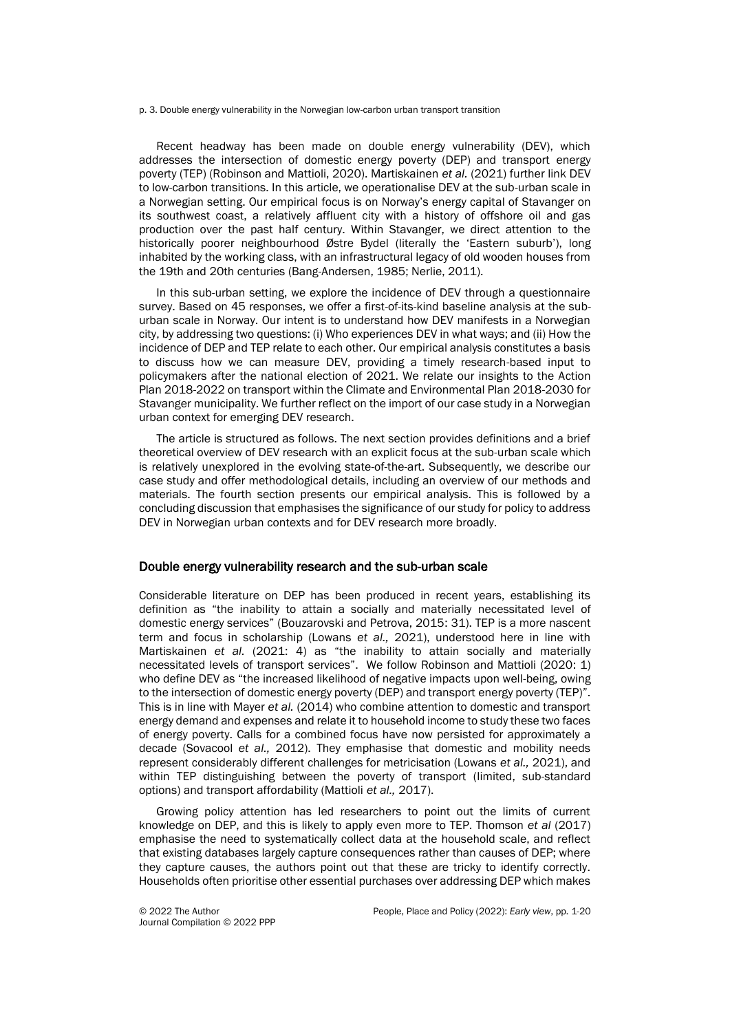Recent headway has been made on double energy vulnerability (DEV), which addresses the intersection of domestic energy poverty (DEP) and transport energy poverty (TEP) (Robinson and Mattioli, 2020). Martiskainen *et al.* (2021) further link DEV to low-carbon transitions. In this article, we operationalise DEV at the sub-urban scale in a Norwegian setting. Our empirical focus is on Norway's energy capital of Stavanger on its southwest coast, a relatively affluent city with a history of offshore oil and gas production over the past half century. Within Stavanger, we direct attention to the historically poorer neighbourhood Østre Bydel (literally the 'Eastern suburb'), long inhabited by the working class, with an infrastructural legacy of old wooden houses from the 19th and 20th centuries (Bang-Andersen, 1985; Nerlie, 2011).

In this sub-urban setting, we explore the incidence of DEV through a questionnaire survey. Based on 45 responses, we offer a first-of-its-kind baseline analysis at the sub-urban scale in Norway. Our intent is to understand how DEV manifests in a Norwegian city, by addressing two questions: (i) Who experiences DEV in what ways; and (ii) How the incidence of DEP and TEP relate to each other. Our empirical analysis constitutes a basis to discuss how we can measure DEV, providing a timely research-based input to policymakers after the national election of 2021. We relate our insights to the Action Plan 2018-2022 on transport within the Climate and Environmental Plan 2018-2030 for Stavanger municipality. We further reflect on the import of our case study in a Norwegian urban context for emerging DEV research.

The article is structured as follows. The next section provides definitions and a brief theoretical overview of DEV research with an explicit focus at the sub-urban scale which is relatively unexplored in the evolving state-of-the-art. Subsequently, we describe our case study and offer methodological details, including an overview of our methods and materials. The fourth section presents our empirical analysis. This is followed by a concluding discussion that emphasises the significance of our study for policy to address DEV in Norwegian urban contexts and for DEV research more broadly.

## Double energy vulnerability research and the sub-urban scale

Considerable literature on DEP has been produced in recent years, establishing its definition as "the inability to attain a socially and materially necessitated level of domestic energy services" (Bouzarovski and Petrova, 2015: 31). TEP is a more nascent term and focus in scholarship (Lowans *et al.,* 2021), understood here in line with Martiskainen *et al.* (2021: 4) as "the inability to attain socially and materially necessitated levels of transport services". We follow Robinson and Mattioli (2020: 1) who define DEV as "the increased likelihood of negative impacts upon well-being, owing to the intersection of domestic energy poverty (DEP) and transport energy poverty (TEP)". This is in line with Mayer *et al.* (2014) who combine attention to domestic and transport energy demand and expenses and relate it to household income to study these two faces of energy poverty. Calls for a combined focus have now persisted for approximately a decade (Sovacool *et al.,* 2012). They emphasise that domestic and mobility needs represent considerably different challenges for metricisation (Lowans *et al.,* 2021), and within TEP distinguishing between the poverty of transport (limited, sub-standard options) and transport affordability (Mattioli *et al.,* 2017).

Growing policy attention has led researchers to point out the limits of current knowledge on DEP, and this is likely to apply even more to TEP. Thomson *et al* (2017) emphasise the need to systematically collect data at the household scale, and reflect that existing databases largely capture consequences rather than causes of DEP; where they capture causes, the authors point out that these are tricky to identify correctly. Households often prioritise other essential purchases over addressing DEP which makes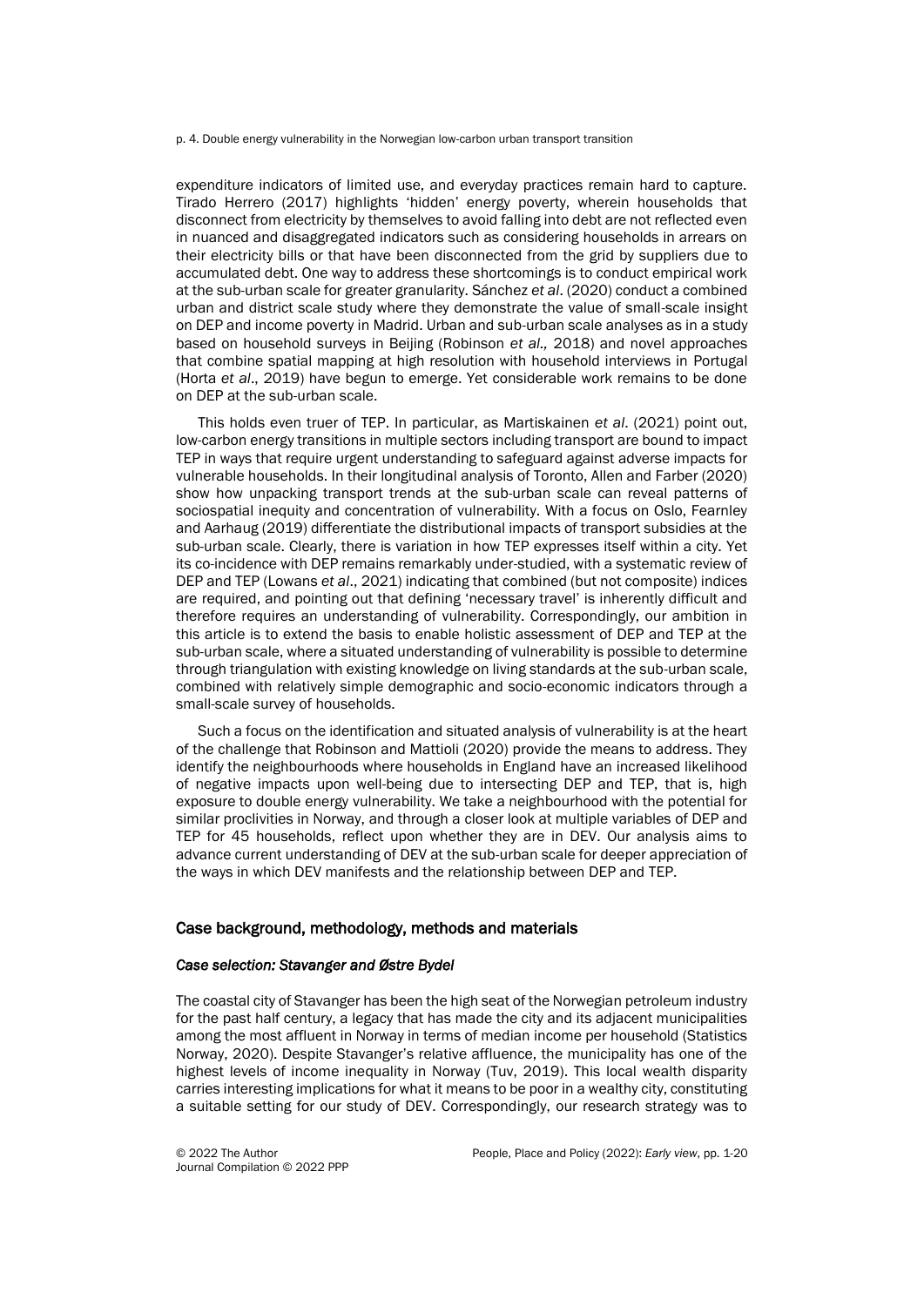expenditure indicators of limited use, and everyday practices remain hard to capture. Tirado Herrero (2017) highlights 'hidden' energy poverty, wherein households that disconnect from electricity by themselves to avoid falling into debt are not reflected even in nuanced and disaggregated indicators such as considering households in arrears on their electricity bills or that have been disconnected from the grid by suppliers due to accumulated debt. One way to address these shortcomings is to conduct empirical work at the sub-urban scale for greater granularity. Sánchez *et al*. (2020) conduct a combined urban and district scale study where they demonstrate the value of small-scale insight on DEP and income poverty in Madrid. Urban and sub-urban scale analyses as in a study based on household surveys in Beijing (Robinson *et al.,* 2018) and novel approaches that combine spatial mapping at high resolution with household interviews in Portugal (Horta *et al*., 2019) have begun to emerge. Yet considerable work remains to be done on DEP at the sub-urban scale.

This holds even truer of TEP. In particular, as Martiskainen *et al*. (2021) point out, low-carbon energy transitions in multiple sectors including transport are bound to impact TEP in ways that require urgent understanding to safeguard against adverse impacts for vulnerable households. In their longitudinal analysis of Toronto, Allen and Farber (2020) show how unpacking transport trends at the sub-urban scale can reveal patterns of sociospatial inequity and concentration of vulnerability. With a focus on Oslo, Fearnley and Aarhaug (2019) differentiate the distributional impacts of transport subsidies at the sub-urban scale. Clearly, there is variation in how TEP expresses itself within a city. Yet its co-incidence with DEP remains remarkably under-studied, with a systematic review of DEP and TEP (Lowans *et al*., 2021) indicating that combined (but not composite) indices are required, and pointing out that defining 'necessary travel' is inherently difficult and therefore requires an understanding of vulnerability. Correspondingly, our ambition in this article is to extend the basis to enable holistic assessment of DEP and TEP at the sub-urban scale, where a situated understanding of vulnerability is possible to determine through triangulation with existing knowledge on living standards at the sub-urban scale, combined with relatively simple demographic and socio-economic indicators through a small-scale survey of households.

Such a focus on the identification and situated analysis of vulnerability is at the heart of the challenge that Robinson and Mattioli (2020) provide the means to address. They identify the neighbourhoods where households in England have an increased likelihood of negative impacts upon well-being due to intersecting DEP and TEP, that is, high exposure to double energy vulnerability. We take a neighbourhood with the potential for similar proclivities in Norway, and through a closer look at multiple variables of DEP and TEP for 45 households, reflect upon whether they are in DEV. Our analysis aims to advance current understanding of DEV at the sub-urban scale for deeper appreciation of the ways in which DEV manifests and the relationship between DEP and TEP.

## Case background, methodology, methods and materials

### *Case selection: Stavanger and Østre Bydel*

The coastal city of Stavanger has been the high seat of the Norwegian petroleum industry for the past half century, a legacy that has made the city and its adjacent municipalities among the most affluent in Norway in terms of median income per household (Statistics Norway, 2020). Despite Stavanger's relative affluence, the municipality has one of the highest levels of income inequality in Norway (Tuv, 2019). This local wealth disparity carries interesting implications for what it means to be poor in a wealthy city, constituting a suitable setting for our study of DEV. Correspondingly, our research strategy was to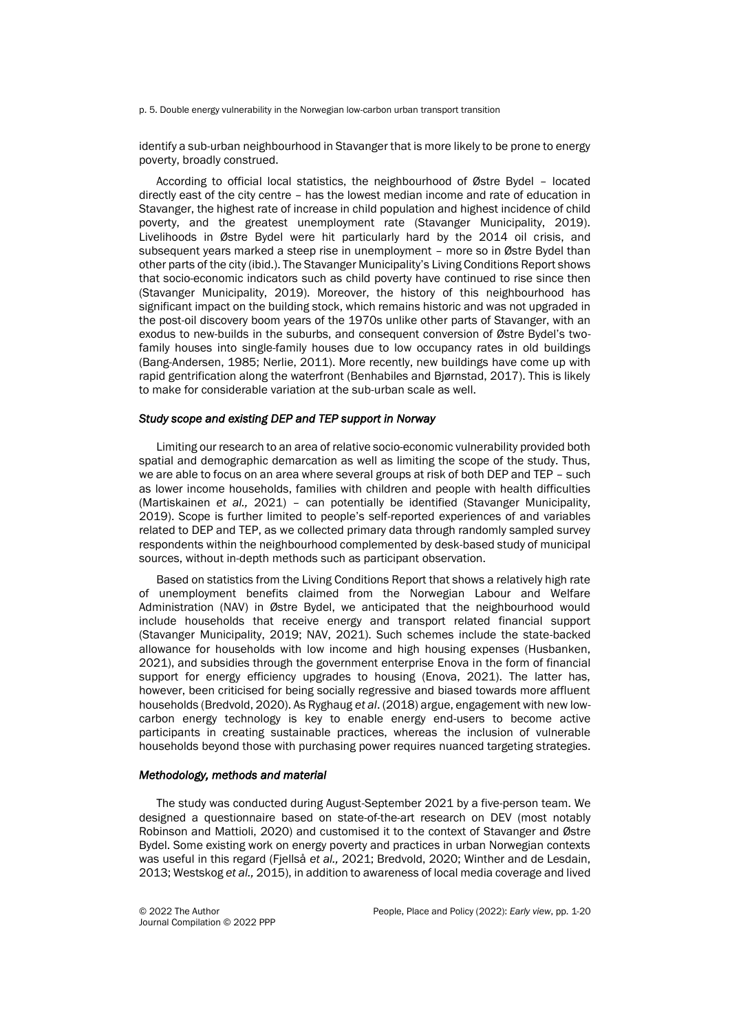identify a sub-urban neighbourhood in Stavanger that is more likely to be prone to energy poverty, broadly construed.

According to official local statistics, the neighbourhood of Østre Bydel – located directly east of the city centre – has the lowest median income and rate of education in Stavanger, the highest rate of increase in child population and highest incidence of child poverty, and the greatest unemployment rate (Stavanger Municipality, 2019). Livelihoods in Østre Bydel were hit particularly hard by the 2014 oil crisis, and subsequent years marked a steep rise in unemployment – more so in Østre Bydel than other parts of the city (ibid.). The Stavanger Municipality's Living Conditions Report shows that socio-economic indicators such as child poverty have continued to rise since then (Stavanger Municipality, 2019). Moreover, the history of this neighbourhood has significant impact on the building stock, which remains historic and was not upgraded in the post-oil discovery boom years of the 1970s unlike other parts of Stavanger, with an exodus to new-builds in the suburbs, and consequent conversion of Østre Bydel's two-family houses into single-family houses due to low occupancy rates in old buildings (Bang-Andersen, 1985; Nerlie, 2011). More recently, new buildings have come up with rapid gentrification along the waterfront (Benhabiles and Bjørnstad, 2017). This is likely to make for considerable variation at the sub-urban scale as well.

### *Study scope and existing DEP and TEP support in Norway*

Limiting our research to an area of relative socio-economic vulnerability provided both spatial and demographic demarcation as well as limiting the scope of the study. Thus, we are able to focus on an area where several groups at risk of both DEP and TEP – such as lower income households, families with children and people with health difficulties (Martiskainen *et al.,* 2021) – can potentially be identified (Stavanger Municipality, 2019). Scope is further limited to people's self-reported experiences of and variables related to DEP and TEP, as we collected primary data through randomly sampled survey respondents within the neighbourhood complemented by desk-based study of municipal sources, without in-depth methods such as participant observation.

Based on statistics from the Living Conditions Report that shows a relatively high rate of unemployment benefits claimed from the Norwegian Labour and Welfare Administration (NAV) in Østre Bydel, we anticipated that the neighbourhood would include households that receive energy and transport related financial support (Stavanger Municipality, 2019; NAV, 2021). Such schemes include the state-backed allowance for households with low income and high housing expenses (Husbanken, 2021), and subsidies through the government enterprise Enova in the form of financial support for energy efficiency upgrades to housing (Enova, 2021). The latter has, however, been criticised for being socially regressive and biased towards more affluent households (Bredvold, 2020). As Ryghaug *et al*. (2018) argue, engagement with new low-carbon energy technology is key to enable energy end-users to become active participants in creating sustainable practices, whereas the inclusion of vulnerable households beyond those with purchasing power requires nuanced targeting strategies.

### *Methodology, methods and material*

The study was conducted during August-September 2021 by a five-person team. We designed a questionnaire based on state-of-the-art research on DEV (most notably Robinson and Mattioli, 2020) and customised it to the context of Stavanger and Østre Bydel. Some existing work on energy poverty and practices in urban Norwegian contexts was useful in this regard (Fjellså *et al.,* 2021; Bredvold, 2020; Winther and de Lesdain, 2013; Westskog *et al.,* 2015), in addition to awareness of local media coverage and lived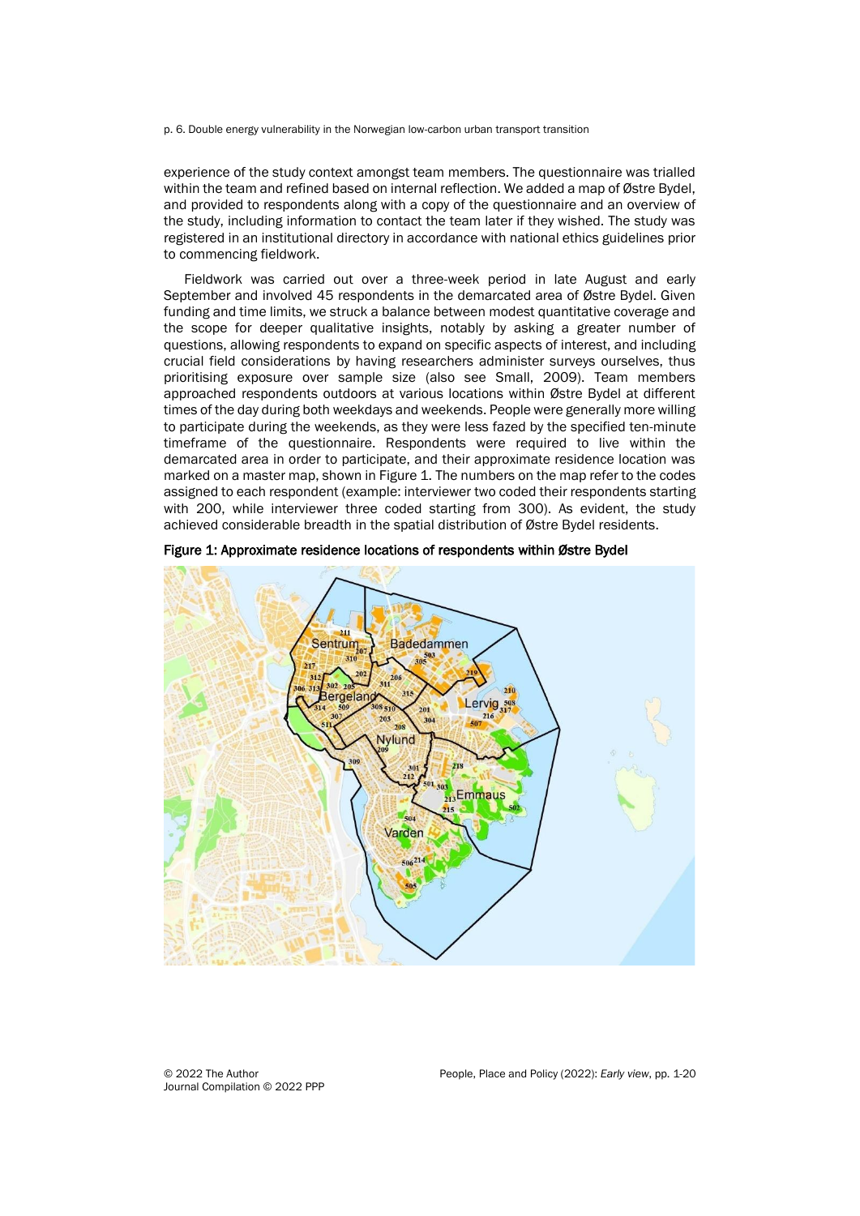experience of the study context amongst team members. The questionnaire was trialled within the team and refined based on internal reflection. We added a map of Østre Bydel, and provided to respondents along with a copy of the questionnaire and an overview of the study, including information to contact the team later if they wished. The study was registered in an institutional directory in accordance with national ethics guidelines prior to commencing fieldwork.

Fieldwork was carried out over a three-week period in late August and early September and involved 45 respondents in the demarcated area of Østre Bydel. Given funding and time limits, we struck a balance between modest quantitative coverage and the scope for deeper qualitative insights, notably by asking a greater number of questions, allowing respondents to expand on specific aspects of interest, and including crucial field considerations by having researchers administer surveys ourselves, thus prioritising exposure over sample size (also see Small, 2009). Team members approached respondents outdoors at various locations within Østre Bydel at different times of the day during both weekdays and weekends. People were generally more willing to participate during the weekends, as they were less fazed by the specified ten-minute timeframe of the questionnaire. Respondents were required to live within the demarcated area in order to participate, and their approximate residence location was marked on a master map, shown in Figure 1. The numbers on the map refer to the codes assigned to each respondent (example: interviewer two coded their respondents starting with 200, while interviewer three coded starting from 300). As evident, the study achieved considerable breadth in the spatial distribution of Østre Bydel residents.

**Figure 1: Approximate residence locations of respondents within Østre Bydel**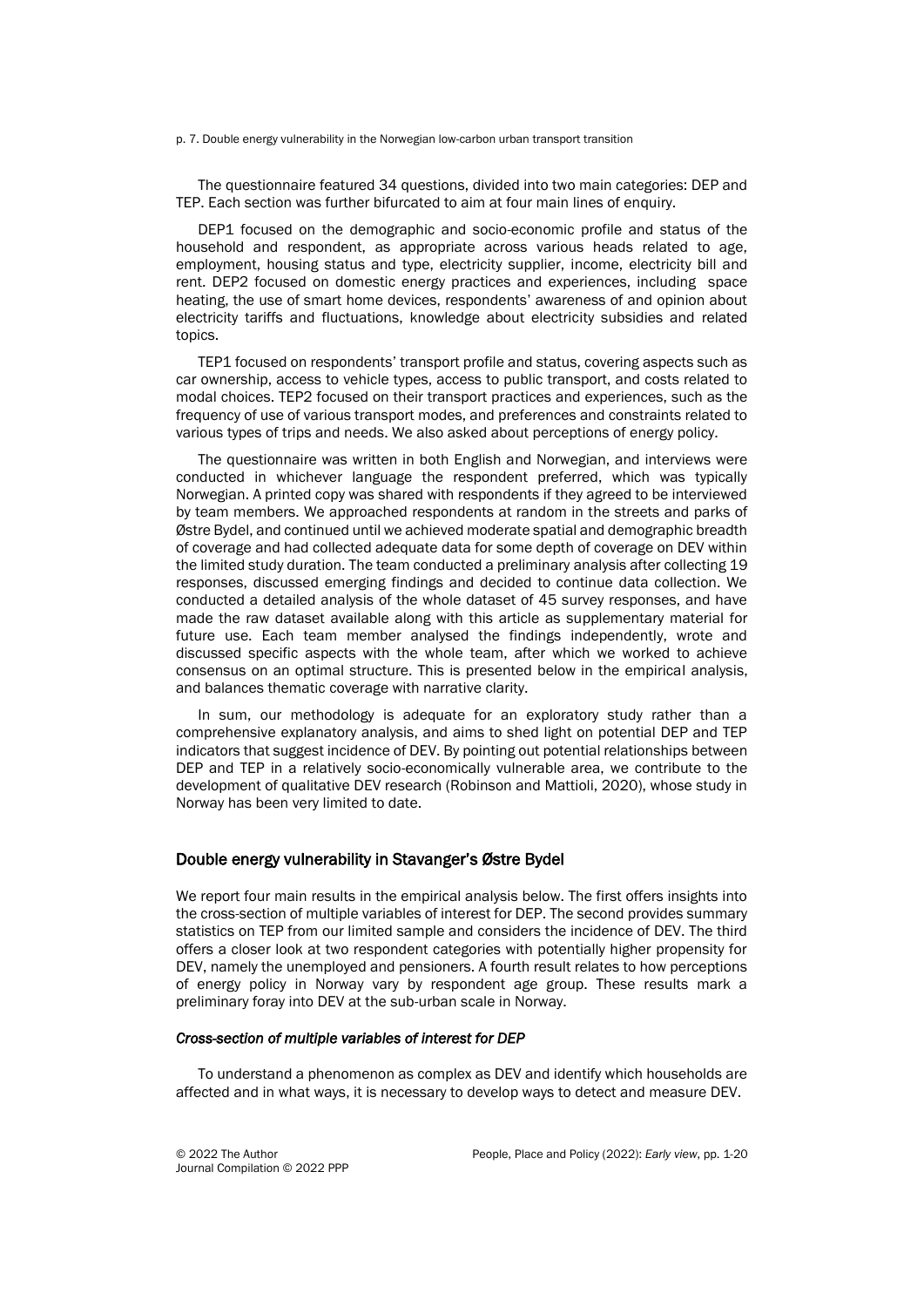The questionnaire featured 34 questions, divided into two main categories: DEP and TEP. Each section was further bifurcated to aim at four main lines of enquiry.

DEP1 focused on the demographic and socio-economic profile and status of the household and respondent, as appropriate across various heads related to age, employment, housing status and type, electricity supplier, income, electricity bill and rent. DEP2 focused on domestic energy practices and experiences, including space heating, the use of smart home devices, respondents' awareness of and opinion about electricity tariffs and fluctuations, knowledge about electricity subsidies and related topics.

TEP1 focused on respondents' transport profile and status, covering aspects such as car ownership, access to vehicle types, access to public transport, and costs related to modal choices. TEP2 focused on their transport practices and experiences, such as the frequency of use of various transport modes, and preferences and constraints related to various types of trips and needs. We also asked about perceptions of energy policy.

The questionnaire was written in both English and Norwegian, and interviews were conducted in whichever language the respondent preferred, which was typically Norwegian. A printed copy was shared with respondents if they agreed to be interviewed by team members. We approached respondents at random in the streets and parks of Østre Bydel, and continued until we achieved moderate spatial and demographic breadth of coverage and had collected adequate data for some depth of coverage on DEV within the limited study duration. The team conducted a preliminary analysis after collecting 19 responses, discussed emerging findings and decided to continue data collection. We conducted a detailed analysis of the whole dataset of 45 survey responses, and have made the raw dataset available along with this article as supplementary material for future use. Each team member analysed the findings independently, wrote and discussed specific aspects with the whole team, after which we worked to achieve consensus on an optimal structure. This is presented below in the empirical analysis, and balances thematic coverage with narrative clarity.

In sum, our methodology is adequate for an exploratory study rather than a comprehensive explanatory analysis, and aims to shed light on potential DEP and TEP indicators that suggest incidence of DEV. By pointing out potential relationships between DEP and TEP in a relatively socio-economically vulnerable area, we contribute to the development of qualitative DEV research (Robinson and Mattioli, 2020), whose study in Norway has been very limited to date.

## Double energy vulnerability in Stavanger's Østre Bydel

We report four main results in the empirical analysis below. The first offers insights into the cross-section of multiple variables of interest for DEP. The second provides summary statistics on TEP from our limited sample and considers the incidence of DEV. The third offers a closer look at two respondent categories with potentially higher propensity for DEV, namely the unemployed and pensioners. A fourth result relates to how perceptions of energy policy in Norway vary by respondent age group. These results mark a preliminary foray into DEV at the sub-urban scale in Norway.

### *Cross-section of multiple variables of interest for DEP*

To understand a phenomenon as complex as DEV and identify which households are affected and in what ways, it is necessary to develop ways to detect and measure DEV.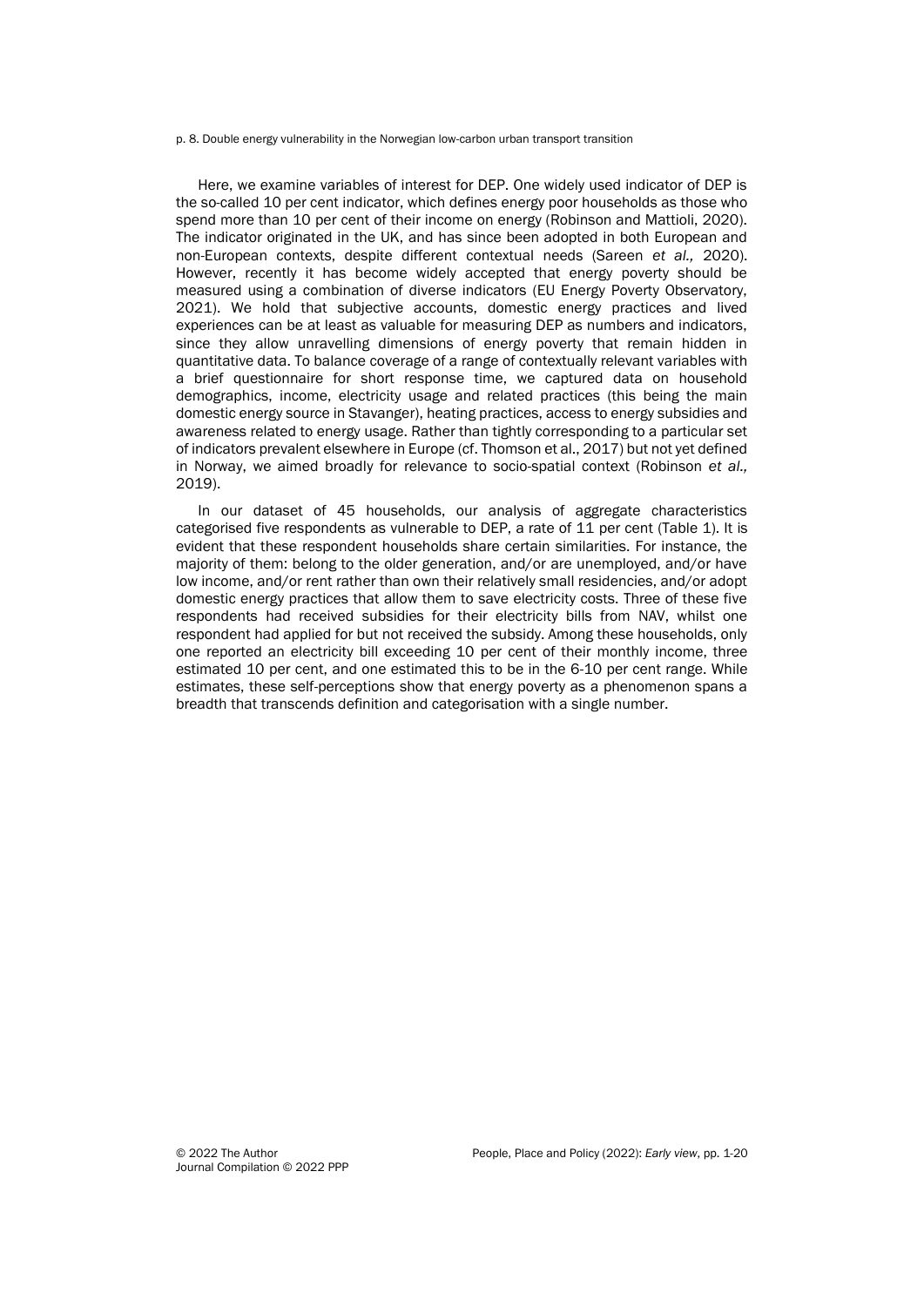Here, we examine variables of interest for DEP. One widely used indicator of DEP is the so-called 10 per cent indicator, which defines energy poor households as those who spend more than 10 per cent of their income on energy (Robinson and Mattioli, 2020). The indicator originated in the UK, and has since been adopted in both European and non-European contexts, despite different contextual needs (Sareen *et al.,* 2020). However, recently it has become widely accepted that energy poverty should be measured using a combination of diverse indicators (EU Energy Poverty Observatory, 2021). We hold that subjective accounts, domestic energy practices and lived experiences can be at least as valuable for measuring DEP as numbers and indicators, since they allow unravelling dimensions of energy poverty that remain hidden in quantitative data. To balance coverage of a range of contextually relevant variables with a brief questionnaire for short response time, we captured data on household demographics, income, electricity usage and related practices (this being the main domestic energy source in Stavanger), heating practices, access to energy subsidies and awareness related to energy usage. Rather than tightly corresponding to a particular set of indicators prevalent elsewhere in Europe (cf. Thomson et al., 2017) but not yet defined in Norway, we aimed broadly for relevance to socio-spatial context (Robinson *et al.,* 2019).

In our dataset of 45 households, our analysis of aggregate characteristics categorised five respondents as vulnerable to DEP, a rate of 11 per cent (Table 1). It is evident that these respondent households share certain similarities. For instance, the majority of them: belong to the older generation, and/or are unemployed, and/or have low income, and/or rent rather than own their relatively small residencies, and/or adopt domestic energy practices that allow them to save electricity costs. Three of these five respondents had received subsidies for their electricity bills from NAV, whilst one respondent had applied for but not received the subsidy. Among these households, only one reported an electricity bill exceeding 10 per cent of their monthly income, three estimated 10 per cent, and one estimated this to be in the 6-10 per cent range. While estimates, these self-perceptions show that energy poverty as a phenomenon spans a breadth that transcends definition and categorisation with a single number.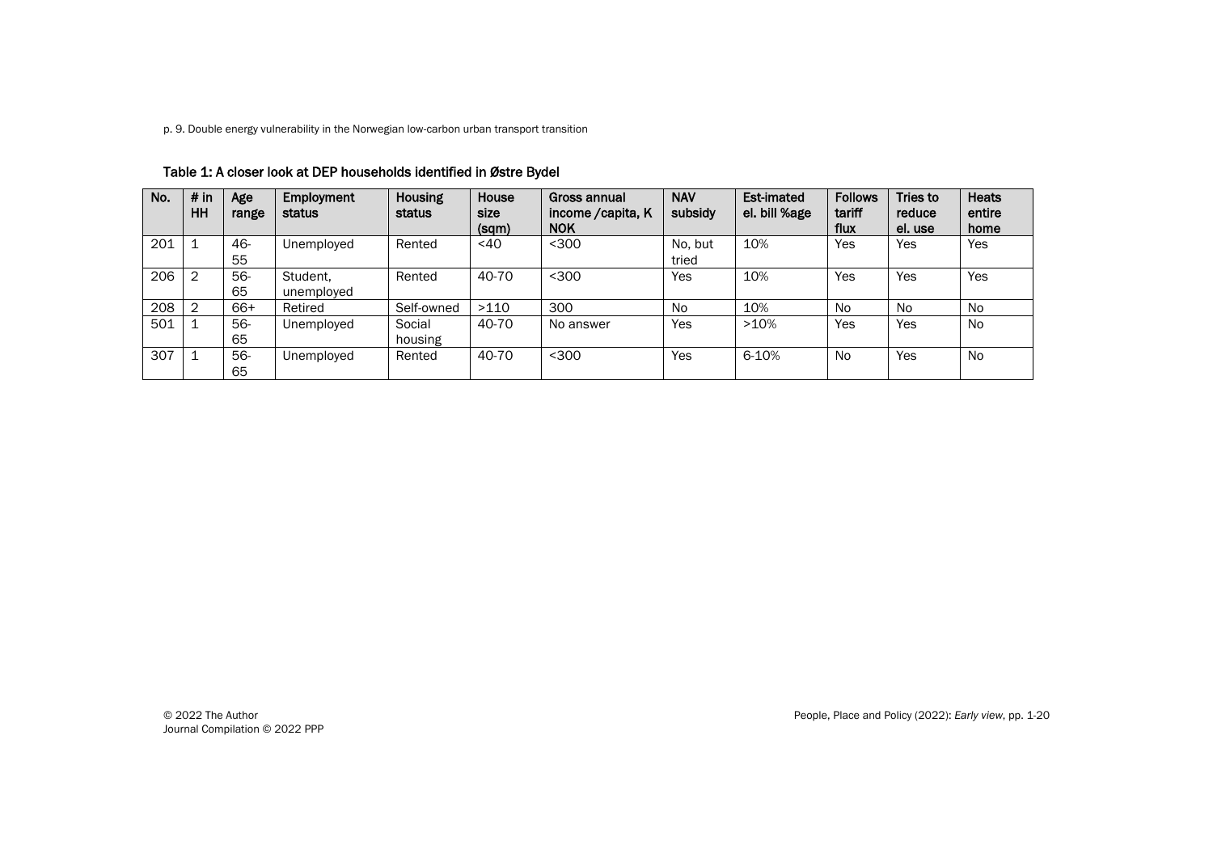Table 1: A closer look at DEP households identified in Østre Bydel

| No. | # in HH | Age range | Employment status | Housing status | House size (sqm) | Gross annual income /capita, K NOK | NAV subsidy | Est-imated el. bill %age | Follows tariff flux | Tries to reduce el. use | Heats entire home |
|---|---|---|---|---|---|---|---|---|---|---|---|
| 201 | 1 | 46-55 | Unemployed | Rented | <40 | <300 | No, but tried | 10% | Yes | Yes | Yes |
| 206 | 2 | 56-65 | Student, unemployed | Rented | 40-70 | <300 | Yes | 10% | Yes | Yes | Yes |
| 208 | 2 | 66+ | Retired | Self-owned | >110 | 300 | No | 10% | No | No | No |
| 501 | 1 | 56-65 | Unemployed | Social housing | 40-70 | No answer | Yes | >10% | Yes | Yes | No |
| 307 | 1 | 56-65 | Unemployed | Rented | 40-70 | <300 | Yes | 6-10% | No | Yes | No |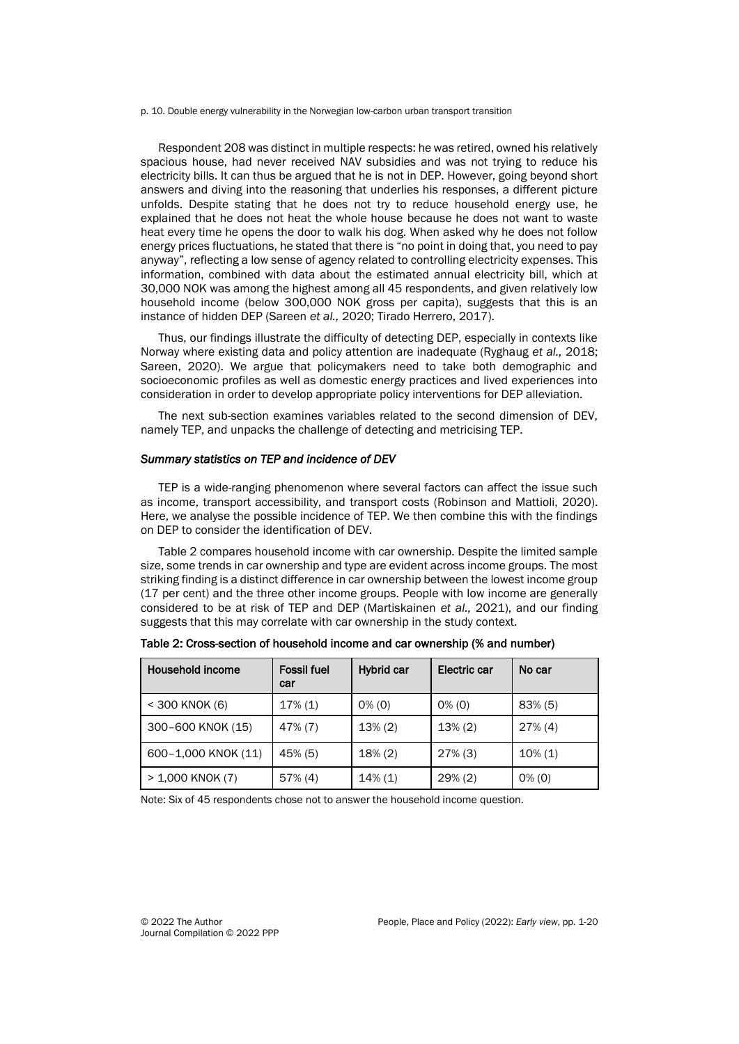Respondent 208 was distinct in multiple respects: he was retired, owned his relatively spacious house, had never received NAV subsidies and was not trying to reduce his electricity bills. It can thus be argued that he is not in DEP. However, going beyond short answers and diving into the reasoning that underlies his responses, a different picture unfolds. Despite stating that he does not try to reduce household energy use, he explained that he does not heat the whole house because he does not want to waste heat every time he opens the door to walk his dog. When asked why he does not follow energy prices fluctuations, he stated that there is "no point in doing that, you need to pay anyway", reflecting a low sense of agency related to controlling electricity expenses. This information, combined with data about the estimated annual electricity bill, which at 30,000 NOK was among the highest among all 45 respondents, and given relatively low household income (below 300,000 NOK gross per capita), suggests that this is an instance of hidden DEP (Sareen *et al.,* 2020; Tirado Herrero, 2017).

Thus, our findings illustrate the difficulty of detecting DEP, especially in contexts like Norway where existing data and policy attention are inadequate (Ryghaug *et al.,* 2018; Sareen, 2020). We argue that policymakers need to take both demographic and socioeconomic profiles as well as domestic energy practices and lived experiences into consideration in order to develop appropriate policy interventions for DEP alleviation.

The next sub-section examines variables related to the second dimension of DEV, namely TEP, and unpacks the challenge of detecting and metricising TEP.

### *Summary statistics on TEP and incidence of DEV*

TEP is a wide-ranging phenomenon where several factors can affect the issue such as income, transport accessibility, and transport costs (Robinson and Mattioli, 2020). Here, we analyse the possible incidence of TEP. We then combine this with the findings on DEP to consider the identification of DEV.

Table 2 compares household income with car ownership. Despite the limited sample size, some trends in car ownership and type are evident across income groups. The most striking finding is a distinct difference in car ownership between the lowest income group (17 per cent) and the three other income groups. People with low income are generally considered to be at risk of TEP and DEP (Martiskainen *et al.,* 2021), and our finding suggests that this may correlate with car ownership in the study context.

**Table 2: Cross-section of household income and car ownership (% and number)**

| Household income | Fossil fuel car | Hybrid car | Electric car | No car |
|---|---|---|---|---|
| < 300 KNOK (6) | 17% (1) | 0% (0) | 0% (0) | 83% (5) |
| 300–600 KNOK (15) | 47% (7) | 13% (2) | 13% (2) | 27% (4) |
| 600–1,000 KNOK (11) | 45% (5) | 18% (2) | 27% (3) | 10% (1) |
| > 1,000 KNOK (7) | 57% (4) | 14% (1) | 29% (2) | 0% (0) |

Note: Six of 45 respondents chose not to answer the household income question.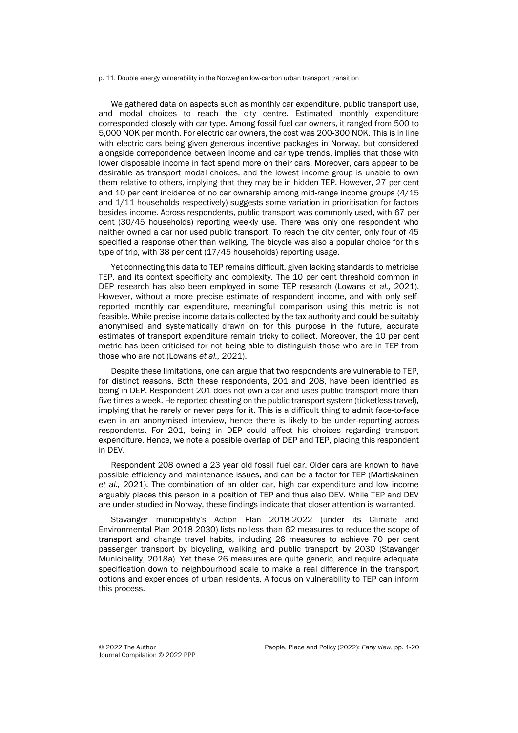We gathered data on aspects such as monthly car expenditure, public transport use, and modal choices to reach the city centre. Estimated monthly expenditure corresponded closely with car type. Among fossil fuel car owners, it ranged from 500 to 5,000 NOK per month. For electric car owners, the cost was 200-300 NOK. This is in line with electric cars being given generous incentive packages in Norway, but considered alongside correpondence between income and car type trends, implies that those with lower disposable income in fact spend more on their cars. Moreover, cars appear to be desirable as transport modal choices, and the lowest income group is unable to own them relative to others, implying that they may be in hidden TEP. However, 27 per cent and 10 per cent incidence of no car ownership among mid-range income groups (4/15 and 1/11 households respectively) suggests some variation in prioritisation for factors besides income. Across respondents, public transport was commonly used, with 67 per cent (30/45 households) reporting weekly use. There was only one respondent who neither owned a car nor used public transport. To reach the city center, only four of 45 specified a response other than walking. The bicycle was also a popular choice for this type of trip, with 38 per cent (17/45 households) reporting usage.

Yet connecting this data to TEP remains difficult, given lacking standards to metricise TEP, and its context specificity and complexity. The 10 per cent threshold common in DEP research has also been employed in some TEP research (Lowans *et al.,* 2021). However, without a more precise estimate of respondent income, and with only self-reported monthly car expenditure, meaningful comparison using this metric is not feasible. While precise income data is collected by the tax authority and could be suitably anonymised and systematically drawn on for this purpose in the future, accurate estimates of transport expenditure remain tricky to collect. Moreover, the 10 per cent metric has been criticised for not being able to distinguish those who are in TEP from those who are not (Lowans *et al.,* 2021).

Despite these limitations, one can argue that two respondents are vulnerable to TEP, for distinct reasons. Both these respondents, 201 and 208, have been identified as being in DEP. Respondent 201 does not own a car and uses public transport more than five times a week. He reported cheating on the public transport system (ticketless travel), implying that he rarely or never pays for it. This is a difficult thing to admit face-to-face even in an anonymised interview, hence there is likely to be under-reporting across respondents. For 201, being in DEP could affect his choices regarding transport expenditure. Hence, we note a possible overlap of DEP and TEP, placing this respondent in DEV.

Respondent 208 owned a 23 year old fossil fuel car. Older cars are known to have possible efficiency and maintenance issues, and can be a factor for TEP (Martiskainen *et al.,* 2021). The combination of an older car, high car expenditure and low income arguably places this person in a position of TEP and thus also DEV. While TEP and DEV are under-studied in Norway, these findings indicate that closer attention is warranted.

Stavanger municipality's Action Plan 2018-2022 (under its Climate and Environmental Plan 2018-2030) lists no less than 62 measures to reduce the scope of transport and change travel habits, including 26 measures to achieve 70 per cent passenger transport by bicycling, walking and public transport by 2030 (Stavanger Municipality, 2018a). Yet these 26 measures are quite generic, and require adequate specification down to neighbourhood scale to make a real difference in the transport options and experiences of urban residents. A focus on vulnerability to TEP can inform this process.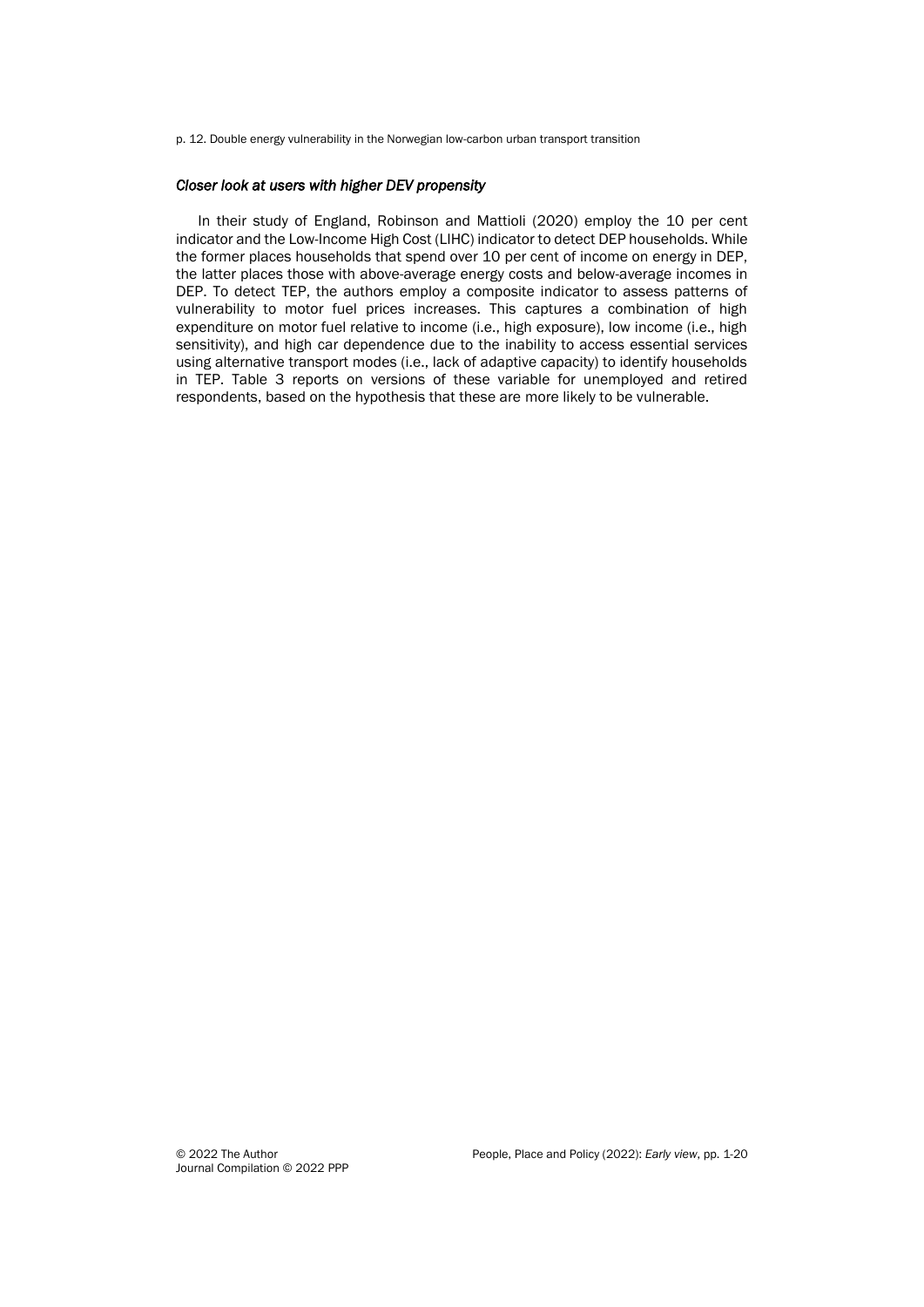### *Closer look at users with higher DEV propensity*

In their study of England, Robinson and Mattioli (2020) employ the 10 per cent indicator and the Low-Income High Cost (LIHC) indicator to detect DEP households. While the former places households that spend over 10 per cent of income on energy in DEP, the latter places those with above-average energy costs and below-average incomes in DEP. To detect TEP, the authors employ a composite indicator to assess patterns of vulnerability to motor fuel prices increases. This captures a combination of high expenditure on motor fuel relative to income (i.e., high exposure), low income (i.e., high sensitivity), and high car dependence due to the inability to access essential services using alternative transport modes (i.e., lack of adaptive capacity) to identify households in TEP. Table 3 reports on versions of these variable for unemployed and retired respondents, based on the hypothesis that these are more likely to be vulnerable.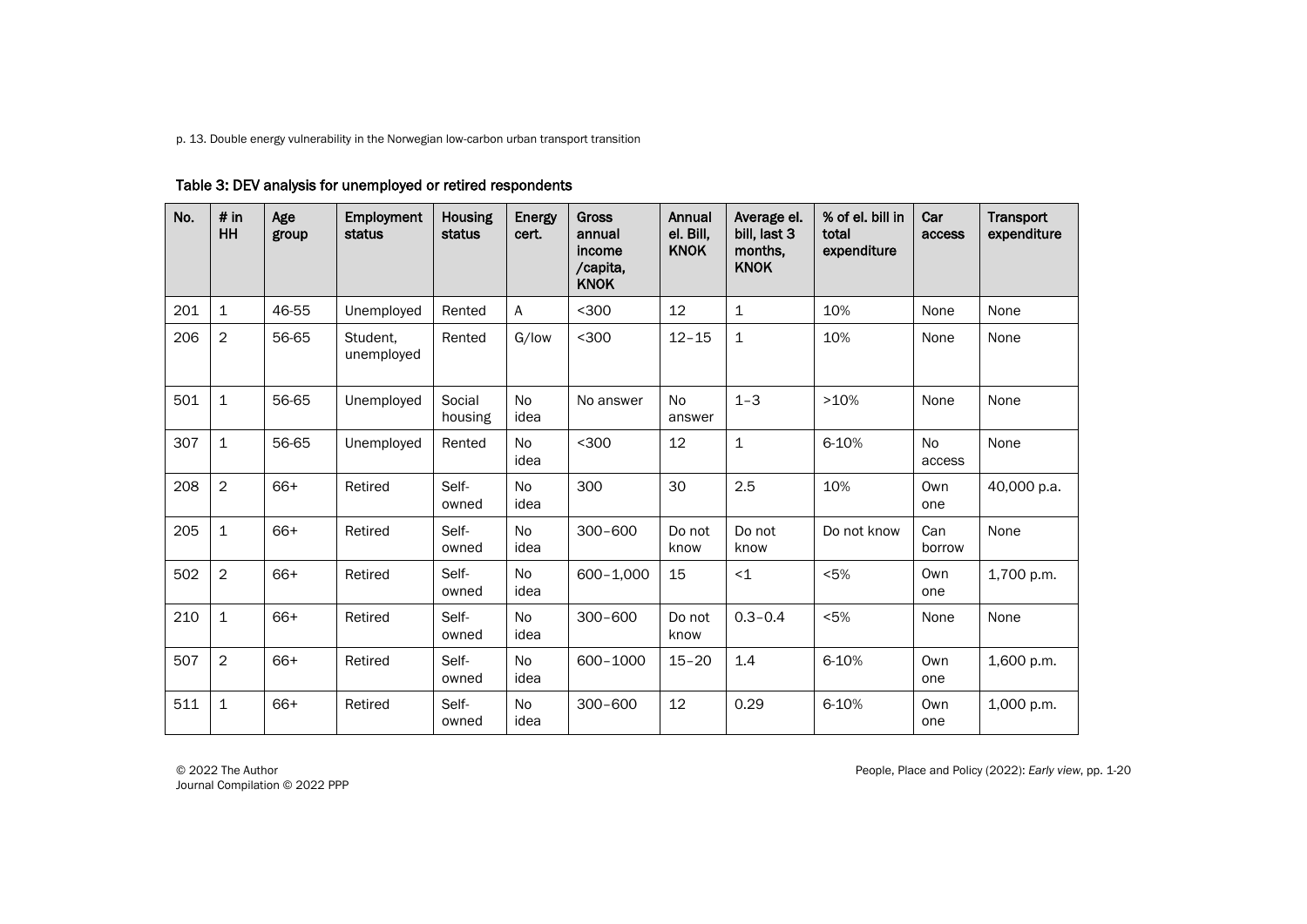Table 3: DEV analysis for unemployed or retired respondents

| No. | # in HH | Age group | Employment status | Housing status | Energy cert. | Gross annual income /capita, KNOK | Annual el. Bill, KNOK | Average el. bill, last 3 months, KNOK | % of el. bill in total expenditure | Car access | Transport expenditure |
|---|---|---|---|---|---|---|---|---|---|---|---|
| 201 | 1 | 46-55 | Unemployed | Rented | A | <300 | 12 | 1 | 10% | None | None |
| 206 | 2 | 56-65 | Student, unemployed | Rented | G/low | <300 | 12–15 | 1 | 10% | None | None |
| 501 | 1 | 56-65 | Unemployed | Social housing | No idea | No answer | No answer | 1–3 | >10% | None | None |
| 307 | 1 | 56-65 | Unemployed | Rented | No idea | <300 | 12 | 1 | 6-10% | No access | None |
| 208 | 2 | 66+ | Retired | Self-owned | No idea | 300 | 30 | 2.5 | 10% | Own one | 40,000 p.a. |
| 205 | 1 | 66+ | Retired | Self-owned | No idea | 300–600 | Do not know | Do not know | Do not know | Can borrow | None |
| 502 | 2 | 66+ | Retired | Self-owned | No idea | 600–1,000 | 15 | <1 | <5% | Own one | 1,700 p.m. |
| 210 | 1 | 66+ | Retired | Self-owned | No idea | 300–600 | Do not know | 0.3–0.4 | <5% | None | None |
| 507 | 2 | 66+ | Retired | Self-owned | No idea | 600–1000 | 15–20 | 1.4 | 6-10% | Own one | 1,600 p.m. |
| 511 | 1 | 66+ | Retired | Self-owned | No idea | 300–600 | 12 | 0.29 | 6-10% | Own one | 1,000 p.m. |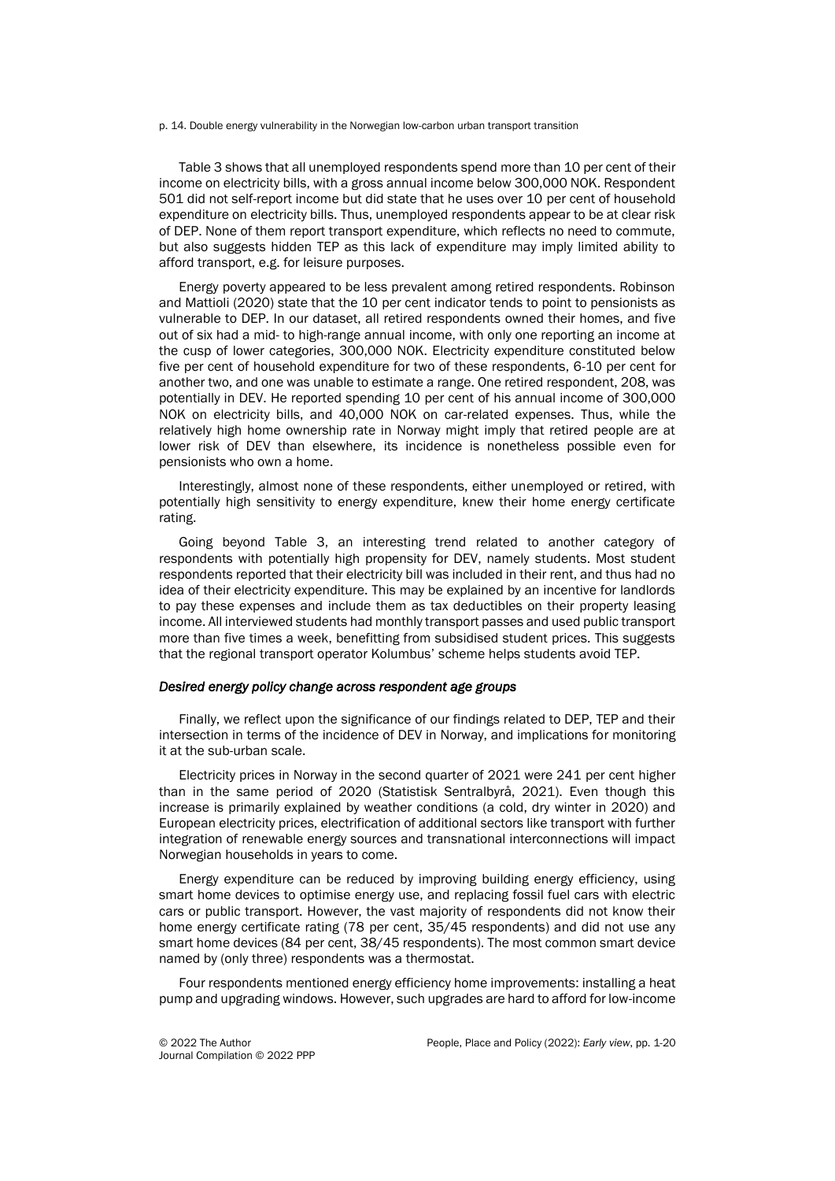Table 3 shows that all unemployed respondents spend more than 10 per cent of their income on electricity bills, with a gross annual income below 300,000 NOK. Respondent 501 did not self-report income but did state that he uses over 10 per cent of household expenditure on electricity bills. Thus, unemployed respondents appear to be at clear risk of DEP. None of them report transport expenditure, which reflects no need to commute, but also suggests hidden TEP as this lack of expenditure may imply limited ability to afford transport, e.g. for leisure purposes.

Energy poverty appeared to be less prevalent among retired respondents. Robinson and Mattioli (2020) state that the 10 per cent indicator tends to point to pensionists as vulnerable to DEP. In our dataset, all retired respondents owned their homes, and five out of six had a mid- to high-range annual income, with only one reporting an income at the cusp of lower categories, 300,000 NOK. Electricity expenditure constituted below five per cent of household expenditure for two of these respondents, 6-10 per cent for another two, and one was unable to estimate a range. One retired respondent, 208, was potentially in DEV. He reported spending 10 per cent of his annual income of 300,000 NOK on electricity bills, and 40,000 NOK on car-related expenses. Thus, while the relatively high home ownership rate in Norway might imply that retired people are at lower risk of DEV than elsewhere, its incidence is nonetheless possible even for pensionists who own a home.

Interestingly, almost none of these respondents, either unemployed or retired, with potentially high sensitivity to energy expenditure, knew their home energy certificate rating.

Going beyond Table 3, an interesting trend related to another category of respondents with potentially high propensity for DEV, namely students. Most student respondents reported that their electricity bill was included in their rent, and thus had no idea of their electricity expenditure. This may be explained by an incentive for landlords to pay these expenses and include them as tax deductibles on their property leasing income. All interviewed students had monthly transport passes and used public transport more than five times a week, benefitting from subsidised student prices. This suggests that the regional transport operator Kolumbus' scheme helps students avoid TEP.

### *Desired energy policy change across respondent age groups*

Finally, we reflect upon the significance of our findings related to DEP, TEP and their intersection in terms of the incidence of DEV in Norway, and implications for monitoring it at the sub-urban scale.

Electricity prices in Norway in the second quarter of 2021 were 241 per cent higher than in the same period of 2020 (Statistisk Sentralbyrå, 2021). Even though this increase is primarily explained by weather conditions (a cold, dry winter in 2020) and European electricity prices, electrification of additional sectors like transport with further integration of renewable energy sources and transnational interconnections will impact Norwegian households in years to come.

Energy expenditure can be reduced by improving building energy efficiency, using smart home devices to optimise energy use, and replacing fossil fuel cars with electric cars or public transport. However, the vast majority of respondents did not know their home energy certificate rating (78 per cent, 35/45 respondents) and did not use any smart home devices (84 per cent, 38/45 respondents). The most common smart device named by (only three) respondents was a thermostat.

Four respondents mentioned energy efficiency home improvements: installing a heat pump and upgrading windows. However, such upgrades are hard to afford for low-income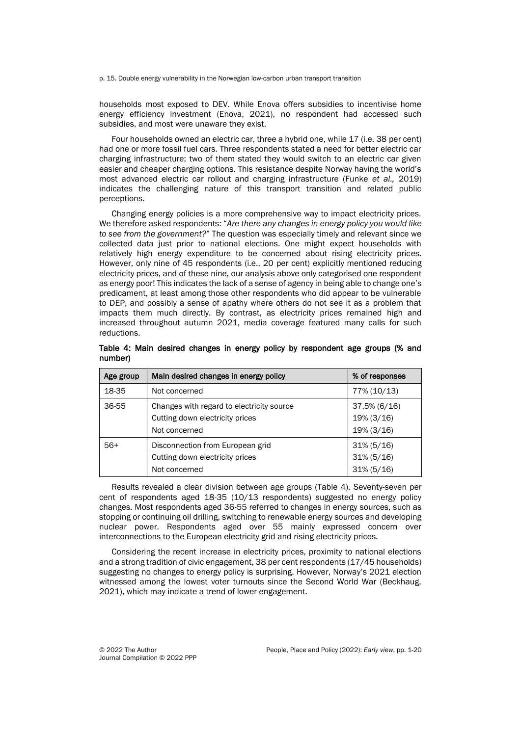households most exposed to DEV. While Enova offers subsidies to incentivise home energy efficiency investment (Enova, 2021), no respondent had accessed such subsidies, and most were unaware they exist.

Four households owned an electric car, three a hybrid one, while 17 (i.e. 38 per cent) had one or more fossil fuel cars. Three respondents stated a need for better electric car charging infrastructure; two of them stated they would switch to an electric car given easier and cheaper charging options. This resistance despite Norway having the world's most advanced electric car rollout and charging infrastructure (Funke *et al.,* 2019) indicates the challenging nature of this transport transition and related public perceptions.

Changing energy policies is a more comprehensive way to impact electricity prices. We therefore asked respondents: "*Are there any changes in energy policy you would like to see from the government?*" The question was especially timely and relevant since we collected data just prior to national elections. One might expect households with relatively high energy expenditure to be concerned about rising electricity prices. However, only nine of 45 respondents (i.e., 20 per cent) explicitly mentioned reducing electricity prices, and of these nine, our analysis above only categorised one respondent as energy poor! This indicates the lack of a sense of agency in being able to change one's predicament, at least among those other respondents who did appear to be vulnerable to DEP, and possibly a sense of apathy where others do not see it as a problem that impacts them much directly. By contrast, as electricity prices remained high and increased throughout autumn 2021, media coverage featured many calls for such reductions.

**Table 4: Main desired changes in energy policy by respondent age groups (% and number)**

| Age group | Main desired changes in energy policy | % of responses |
|---|---|---|
| 18-35 | Not concerned | 77% (10/13) |
| 36-55 | Changes with regard to electricity source<br>Cutting down electricity prices<br>Not concerned | 37,5% (6/16)<br>19% (3/16)<br>19% (3/16) |
| 56+ | Disconnection from European grid<br>Cutting down electricity prices<br>Not concerned | 31% (5/16)<br>31% (5/16)<br>31% (5/16) |

Results revealed a clear division between age groups (Table 4). Seventy-seven per cent of respondents aged 18-35 (10/13 respondents) suggested no energy policy changes. Most respondents aged 36-55 referred to changes in energy sources, such as stopping or continuing oil drilling, switching to renewable energy sources and developing nuclear power. Respondents aged over 55 mainly expressed concern over interconnections to the European electricity grid and rising electricity prices.

Considering the recent increase in electricity prices, proximity to national elections and a strong tradition of civic engagement, 38 per cent respondents (17/45 households) suggesting no changes to energy policy is surprising. However, Norway's 2021 election witnessed among the lowest voter turnouts since the Second World War (Beckhaug, 2021), which may indicate a trend of lower engagement.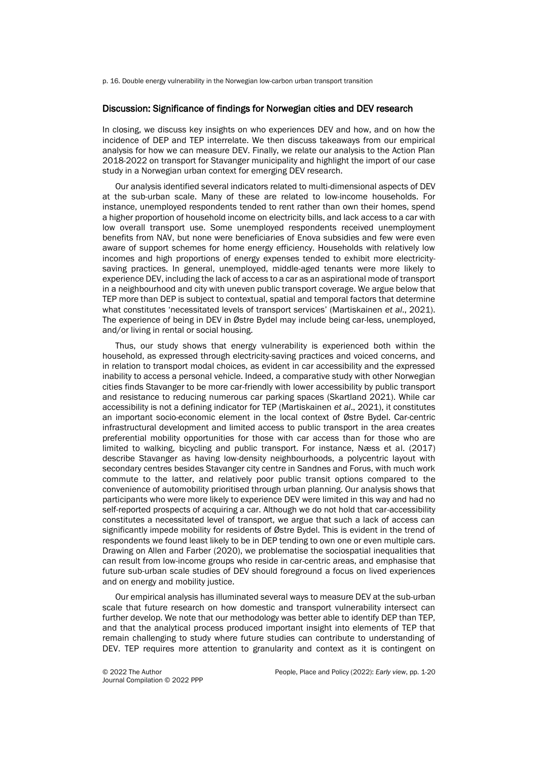## Discussion: Significance of findings for Norwegian cities and DEV research

In closing, we discuss key insights on who experiences DEV and how, and on how the incidence of DEP and TEP interrelate. We then discuss takeaways from our empirical analysis for how we can measure DEV. Finally, we relate our analysis to the Action Plan 2018-2022 on transport for Stavanger municipality and highlight the import of our case study in a Norwegian urban context for emerging DEV research.

Our analysis identified several indicators related to multi-dimensional aspects of DEV at the sub-urban scale. Many of these are related to low-income households. For instance, unemployed respondents tended to rent rather than own their homes, spend a higher proportion of household income on electricity bills, and lack access to a car with low overall transport use. Some unemployed respondents received unemployment benefits from NAV, but none were beneficiaries of Enova subsidies and few were even aware of support schemes for home energy efficiency. Households with relatively low incomes and high proportions of energy expenses tended to exhibit more electricity-saving practices. In general, unemployed, middle-aged tenants were more likely to experience DEV, including the lack of access to a car as an aspirational mode of transport in a neighbourhood and city with uneven public transport coverage. We argue below that TEP more than DEP is subject to contextual, spatial and temporal factors that determine what constitutes 'necessitated levels of transport services' (Martiskainen *et al*., 2021). The experience of being in DEV in Østre Bydel may include being car-less, unemployed, and/or living in rental or social housing.

Thus, our study shows that energy vulnerability is experienced both within the household, as expressed through electricity-saving practices and voiced concerns, and in relation to transport modal choices, as evident in car accessibility and the expressed inability to access a personal vehicle. Indeed, a comparative study with other Norwegian cities finds Stavanger to be more car-friendly with lower accessibility by public transport and resistance to reducing numerous car parking spaces (Skartland 2021). While car accessibility is not a defining indicator for TEP (Martiskainen *et al*., 2021), it constitutes an important socio-economic element in the local context of Østre Bydel. Car-centric infrastructural development and limited access to public transport in the area creates preferential mobility opportunities for those with car access than for those who are limited to walking, bicycling and public transport. For instance, Næss et al. (2017) describe Stavanger as having low-density neighbourhoods, a polycentric layout with secondary centres besides Stavanger city centre in Sandnes and Forus, with much work commute to the latter, and relatively poor public transit options compared to the convenience of automobility prioritised through urban planning. Our analysis shows that participants who were more likely to experience DEV were limited in this way and had no self-reported prospects of acquiring a car. Although we do not hold that car-accessibility constitutes a necessitated level of transport, we argue that such a lack of access can significantly impede mobility for residents of Østre Bydel. This is evident in the trend of respondents we found least likely to be in DEP tending to own one or even multiple cars. Drawing on Allen and Farber (2020), we problematise the sociospatial inequalities that can result from low-income groups who reside in car-centric areas, and emphasise that future sub-urban scale studies of DEV should foreground a focus on lived experiences and on energy and mobility justice.

Our empirical analysis has illuminated several ways to measure DEV at the sub-urban scale that future research on how domestic and transport vulnerability intersect can further develop. We note that our methodology was better able to identify DEP than TEP, and that the analytical process produced important insight into elements of TEP that remain challenging to study where future studies can contribute to understanding of DEV. TEP requires more attention to granularity and context as it is contingent on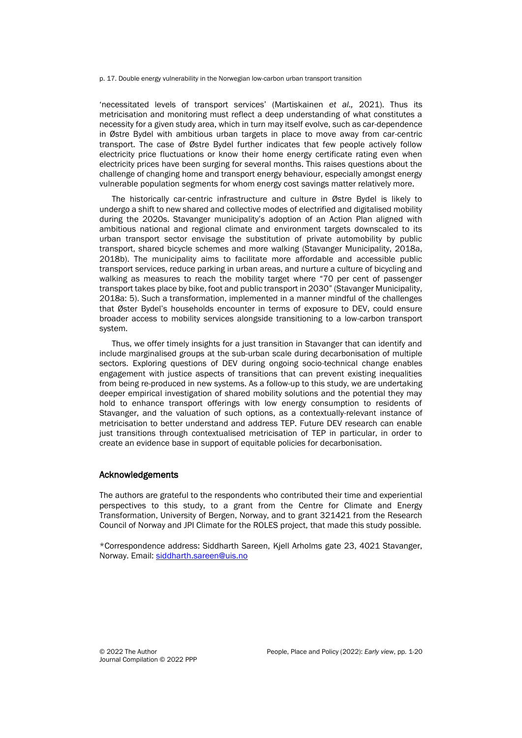'necessitated levels of transport services' (Martiskainen *et al.,* 2021). Thus its metricisation and monitoring must reflect a deep understanding of what constitutes a necessity for a given study area, which in turn may itself evolve, such as car-dependence in Østre Bydel with ambitious urban targets in place to move away from car-centric transport. The case of Østre Bydel further indicates that few people actively follow electricity price fluctuations or know their home energy certificate rating even when electricity prices have been surging for several months. This raises questions about the challenge of changing home and transport energy behaviour, especially amongst energy vulnerable population segments for whom energy cost savings matter relatively more.

The historically car-centric infrastructure and culture in Østre Bydel is likely to undergo a shift to new shared and collective modes of electrified and digitalised mobility during the 2020s. Stavanger municipality's adoption of an Action Plan aligned with ambitious national and regional climate and environment targets downscaled to its urban transport sector envisage the substitution of private automobility by public transport, shared bicycle schemes and more walking (Stavanger Municipality, 2018a, 2018b). The municipality aims to facilitate more affordable and accessible public transport services, reduce parking in urban areas, and nurture a culture of bicycling and walking as measures to reach the mobility target where "70 per cent of passenger transport takes place by bike, foot and public transport in 2030" (Stavanger Municipality, 2018a: 5). Such a transformation, implemented in a manner mindful of the challenges that Øster Bydel's households encounter in terms of exposure to DEV, could ensure broader access to mobility services alongside transitioning to a low-carbon transport system.

Thus, we offer timely insights for a just transition in Stavanger that can identify and include marginalised groups at the sub-urban scale during decarbonisation of multiple sectors. Exploring questions of DEV during ongoing socio-technical change enables engagement with justice aspects of transitions that can prevent existing inequalities from being re-produced in new systems. As a follow-up to this study, we are undertaking deeper empirical investigation of shared mobility solutions and the potential they may hold to enhance transport offerings with low energy consumption to residents of Stavanger, and the valuation of such options, as a contextually-relevant instance of metricisation to better understand and address TEP. Future DEV research can enable just transitions through contextualised metricisation of TEP in particular, in order to create an evidence base in support of equitable policies for decarbonisation.

## Acknowledgements

The authors are grateful to the respondents who contributed their time and experiential perspectives to this study, to a grant from the Centre for Climate and Energy Transformation, University of Bergen, Norway, and to grant 321421 from the Research Council of Norway and JPI Climate for the ROLES project, that made this study possible.

*Correspondence address: Siddharth Sareen, Kjell Arholms gate 23, 4021 Stavanger, Norway. Email: siddharth.sareen@uis.no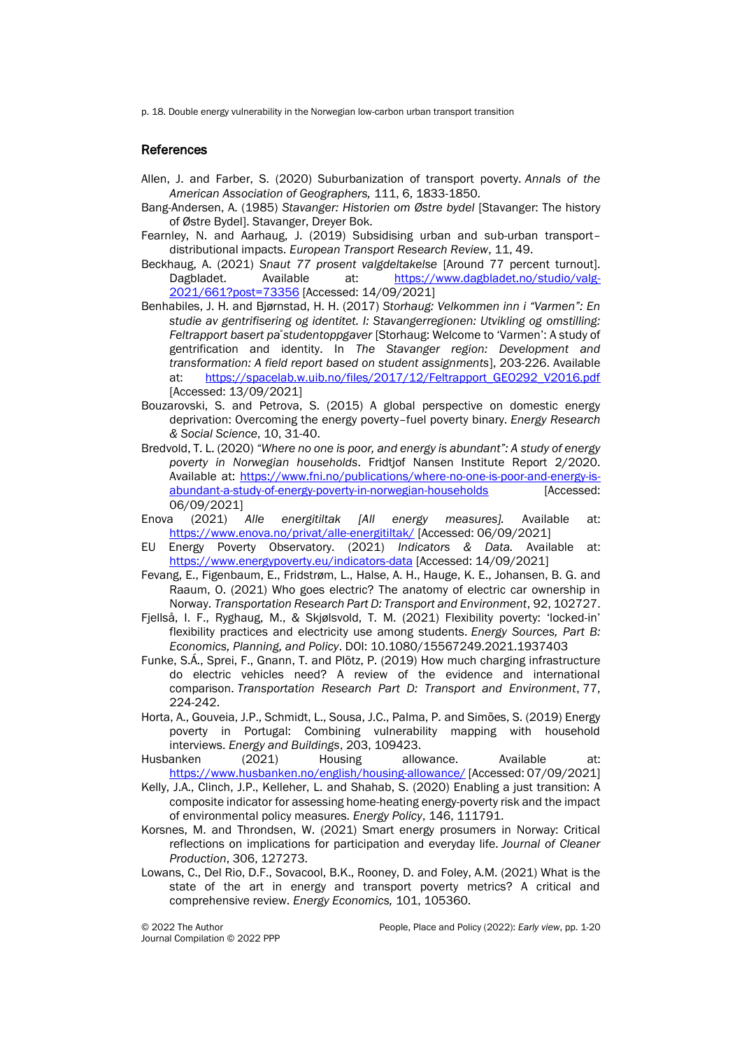## References

Allen, J. and Farber, S. (2020) Suburbanization of transport poverty. *Annals of the American Association of Geographers,* 111, 6, 1833-1850.

Bang-Andersen, A. (1985) *Stavanger: Historien om Østre bydel* [Stavanger: The history of Østre Bydel]. Stavanger, Dreyer Bok.

Fearnley, N. and Aarhaug, J. (2019) Subsidising urban and sub-urban transport–distributional impacts. *European Transport Research Review*, 11, 49.

Beckhaug, A. (2021) *Snaut 77 prosent valgdeltakelse* [Around 77 percent turnout]. Dagbladet. Available at: https://www.dagbladet.no/studio/valg-2021/661?post=73356 [Accessed: 14/09/2021]

Benhabiles, J. H. and Bjørnstad, H. H. (2017) *Storhaug: Velkommen inn i "Varmen": En studie av gentrifisering og identitet. I: Stavangerregionen: Utvikling og omstilling: Feltrapport basert på studentoppgaver* [Storhaug: Welcome to 'Varmen': A study of gentrification and identity. In *The Stavanger region: Development and transformation: A field report based on student assignments*], 203-226. Available at: https://spacelab.w.uib.no/files/2017/12/Feltrapport_GEO292_V2016.pdf [Accessed: 13/09/2021]

Bouzarovski, S. and Petrova, S. (2015) A global perspective on domestic energy deprivation: Overcoming the energy poverty–fuel poverty binary. *Energy Research & Social Science*, 10, 31-40.

Bredvold, T. L. (2020) *"Where no one is poor, and energy is abundant": A study of energy poverty in Norwegian households*. Fridtjof Nansen Institute Report 2/2020. Available at: https://www.fni.no/publications/where-no-one-is-poor-and-energy-is-abundant-a-study-of-energy-poverty-in-norwegian-households [Accessed: 06/09/2021]

Enova (2021) *Alle energitiltak [All energy measures].* Available at: https://www.enova.no/privat/alle-energitiltak/ [Accessed: 06/09/2021]

EU Energy Poverty Observatory. (2021) *Indicators & Data.* Available at: https://www.energypoverty.eu/indicators-data [Accessed: 14/09/2021]

Fevang, E., Figenbaum, E., Fridstrøm, L., Halse, A. H., Hauge, K. E., Johansen, B. G. and Raaum, O. (2021) Who goes electric? The anatomy of electric car ownership in Norway. *Transportation Research Part D: Transport and Environment*, 92, 102727.

Fjellså, I. F., Ryghaug, M., & Skjølsvold, T. M. (2021) Flexibility poverty: 'locked-in' flexibility practices and electricity use among students. *Energy Sources, Part B: Economics, Planning, and Policy*. DOI: 10.1080/15567249.2021.1937403

Funke, S.Á., Sprei, F., Gnann, T. and Plötz, P. (2019) How much charging infrastructure do electric vehicles need? A review of the evidence and international comparison. *Transportation Research Part D: Transport and Environment*, 77, 224-242.

Horta, A., Gouveia, J.P., Schmidt, L., Sousa, J.C., Palma, P. and Simões, S. (2019) Energy poverty in Portugal: Combining vulnerability mapping with household interviews. *Energy and Buildings*, 203, 109423.

Husbanken (2021) Housing allowance. Available at: https://www.husbanken.no/english/housing-allowance/ [Accessed: 07/09/2021]

Kelly, J.A., Clinch, J.P., Kelleher, L. and Shahab, S. (2020) Enabling a just transition: A composite indicator for assessing home-heating energy-poverty risk and the impact of environmental policy measures. *Energy Policy*, 146, 111791.

Korsnes, M. and Throndsen, W. (2021) Smart energy prosumers in Norway: Critical reflections on implications for participation and everyday life. *Journal of Cleaner Production*, 306, 127273.

Lowans, C., Del Rio, D.F., Sovacool, B.K., Rooney, D. and Foley, A.M. (2021) What is the state of the art in energy and transport poverty metrics? A critical and comprehensive review. *Energy Economics,* 101, 105360.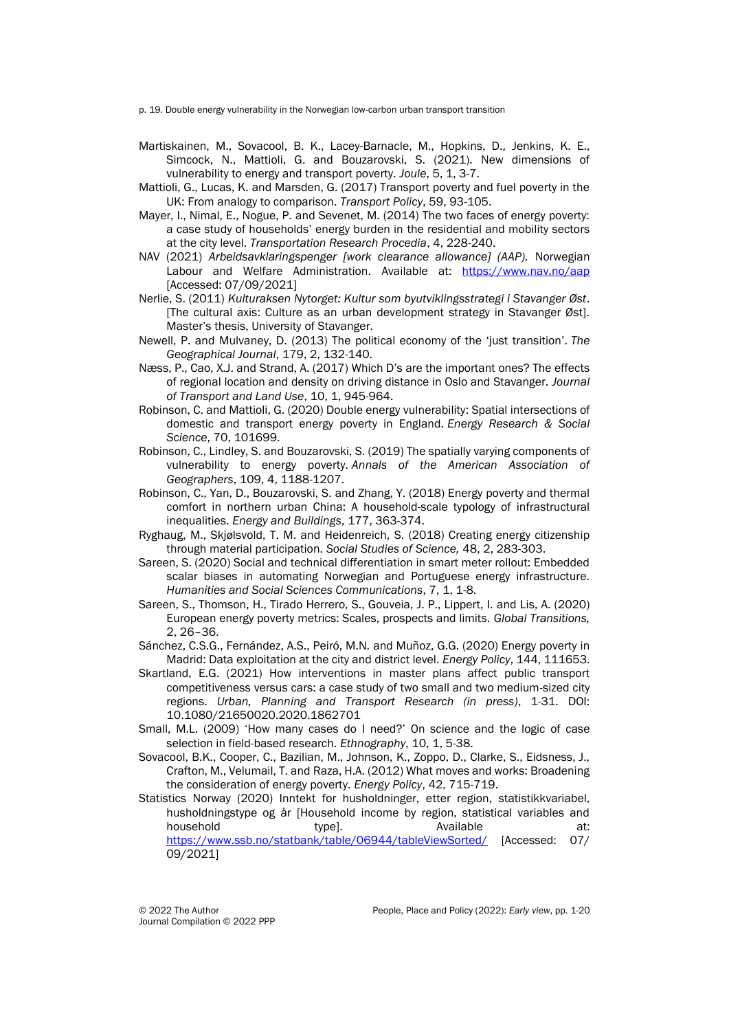Martiskainen, M., Sovacool, B. K., Lacey-Barnacle, M., Hopkins, D., Jenkins, K. E., Simcock, N., Mattioli, G. and Bouzarovski, S. (2021). New dimensions of vulnerability to energy and transport poverty. *Joule*, 5, 1, 3-7.

Mattioli, G., Lucas, K. and Marsden, G. (2017) Transport poverty and fuel poverty in the UK: From analogy to comparison. *Transport Policy*, 59, 93-105.

Mayer, I., Nimal, E., Nogue, P. and Sevenet, M. (2014) The two faces of energy poverty: a case study of households' energy burden in the residential and mobility sectors at the city level. *Transportation Research Procedia*, 4, 228-240.

NAV (2021) *Arbeidsavklaringspenger [work clearance allowance] (AAP).* Norwegian Labour and Welfare Administration. Available at: https://www.nav.no/aap [Accessed: 07/09/2021]

Nerlie, S. (2011) *Kulturaksen Nytorget: Kultur som byutviklingsstrategi i Stavanger Øst*. [The cultural axis: Culture as an urban development strategy in Stavanger Øst]. Master's thesis, University of Stavanger.

Newell, P. and Mulvaney, D. (2013) The political economy of the 'just transition'. *The Geographical Journal*, 179, 2, 132-140.

Næss, P., Cao, X.J. and Strand, A. (2017) Which D's are the important ones? The effects of regional location and density on driving distance in Oslo and Stavanger. *Journal of Transport and Land Use*, 10, 1, 945-964.

Robinson, C. and Mattioli, G. (2020) Double energy vulnerability: Spatial intersections of domestic and transport energy poverty in England. *Energy Research & Social Science*, 70, 101699.

Robinson, C., Lindley, S. and Bouzarovski, S. (2019) The spatially varying components of vulnerability to energy poverty. *Annals of the American Association of Geographers*, 109, 4, 1188-1207.

Robinson, C., Yan, D., Bouzarovski, S. and Zhang, Y. (2018) Energy poverty and thermal comfort in northern urban China: A household-scale typology of infrastructural inequalities. *Energy and Buildings*, 177, 363-374.

Ryghaug, M., Skjølsvold, T. M. and Heidenreich, S. (2018) Creating energy citizenship through material participation. *Social Studies of Science,* 48, 2, 283-303.

Sareen, S. (2020) Social and technical differentiation in smart meter rollout: Embedded scalar biases in automating Norwegian and Portuguese energy infrastructure. *Humanities and Social Sciences Communications*, 7, 1, 1-8.

Sareen, S., Thomson, H., Tirado Herrero, S., Gouveia, J. P., Lippert, I. and Lis, A. (2020) European energy poverty metrics: Scales, prospects and limits. *Global Transitions,* 2, 26–36.

Sánchez, C.S.G., Fernández, A.S., Peiró, M.N. and Muñoz, G.G. (2020) Energy poverty in Madrid: Data exploitation at the city and district level. *Energy Policy*, 144, 111653.

Skartland, E.G. (2021) How interventions in master plans affect public transport competitiveness versus cars: a case study of two small and two medium-sized city regions. *Urban, Planning and Transport Research (in press)*, 1-31. DOI: 10.1080/21650020.2020.1862701

Small, M.L. (2009) 'How many cases do I need?' On science and the logic of case selection in field-based research. *Ethnography*, 10, 1, 5-38.

Sovacool, B.K., Cooper, C., Bazilian, M., Johnson, K., Zoppo, D., Clarke, S., Eidsness, J., Crafton, M., Velumail, T. and Raza, H.A. (2012) What moves and works: Broadening the consideration of energy poverty. *Energy Policy*, 42, 715-719.

Statistics Norway (2020) Inntekt for husholdninger, etter region, statistikkvariabel, husholdningstype og år [Household income by region, statistical variables and household type]. Available at: https://www.ssb.no/statbank/table/06944/tableViewSorted/ [Accessed: 07/09/2021]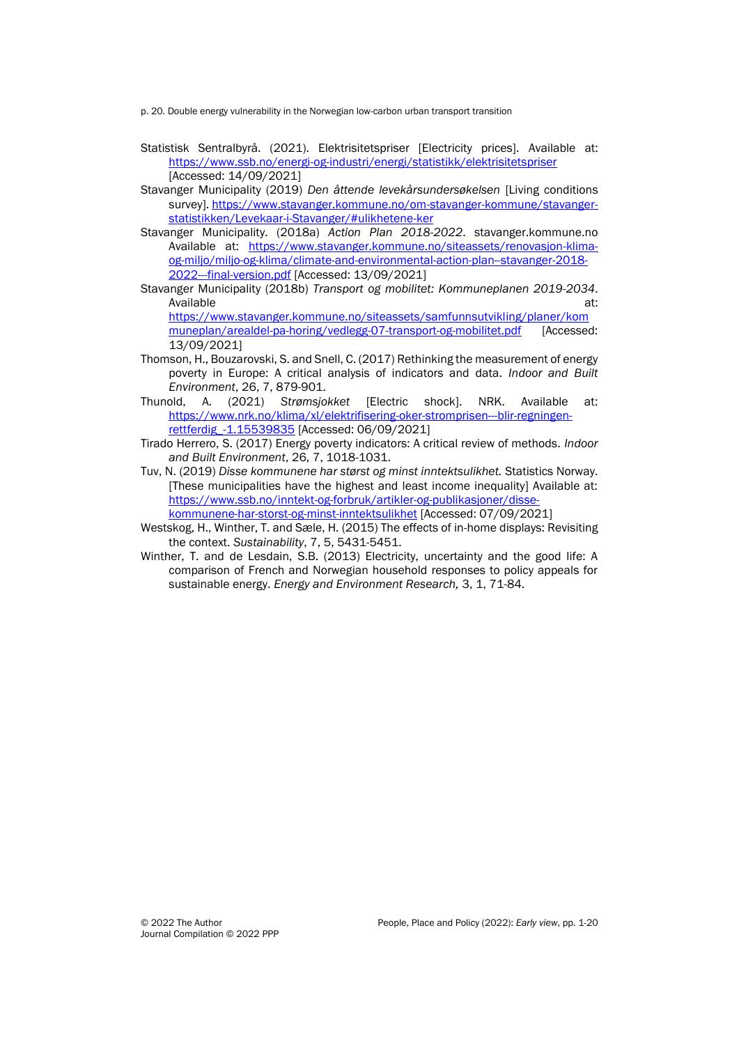Statistisk Sentralbyrå. (2021). Elektrisitetspriser [Electricity prices]. Available at: https://www.ssb.no/energi-og-industri/energi/statistikk/elektrisitetspriser [Accessed: 14/09/2021]

Stavanger Municipality (2019) *Den åttende levekårsundersøkelsen* [Living conditions survey]. https://www.stavanger.kommune.no/om-stavanger-kommune/stavanger-statistikken/Levekaar-i-Stavanger/#ulikhetene-ker

Stavanger Municipality. (2018a) *Action Plan 2018-2022*. stavanger.kommune.no Available at: https://www.stavanger.kommune.no/siteassets/renovasjon-klima-og-miljo/miljo-og-klima/climate-and-environmental-action-plan--stavanger-2018-2022---final-version.pdf [Accessed: 13/09/2021]

Stavanger Municipality (2018b) *Transport og mobilitet: Kommuneplanen 2019-2034*. Available at: https://www.stavanger.kommune.no/siteassets/samfunnsutvikling/planer/kommuneplan/arealdel-pa-horing/vedlegg-07-transport-og-mobilitet.pdf [Accessed: 13/09/2021]

Thomson, H., Bouzarovski, S. and Snell, C. (2017) Rethinking the measurement of energy poverty in Europe: A critical analysis of indicators and data. *Indoor and Built Environment*, 26, 7, 879-901.

Thunold, A. (2021) *Strømsjokket* [Electric shock]. NRK. Available at: https://www.nrk.no/klima/xl/elektrifisering-oker-stromprisen---blir-regningen-rettferdig_-1.15539835 [Accessed: 06/09/2021]

Tirado Herrero, S. (2017) Energy poverty indicators: A critical review of methods. *Indoor and Built Environment*, 26, 7, 1018-1031.

Tuv, N. (2019) *Disse kommunene har størst og minst inntektsulikhet.* Statistics Norway. [These municipalities have the highest and least income inequality] Available at: https://www.ssb.no/inntekt-og-forbruk/artikler-og-publikasjoner/disse-kommunene-har-storst-og-minst-inntektsulikhet [Accessed: 07/09/2021]

Westskog, H., Winther, T. and Sæle, H. (2015) The effects of in-home displays: Revisiting the context. *Sustainability*, 7, 5, 5431-5451.

Winther, T. and de Lesdain, S.B. (2013) Electricity, uncertainty and the good life: A comparison of French and Norwegian household responses to policy appeals for sustainable energy. *Energy and Environment Research,* 3, 1, 71-84.